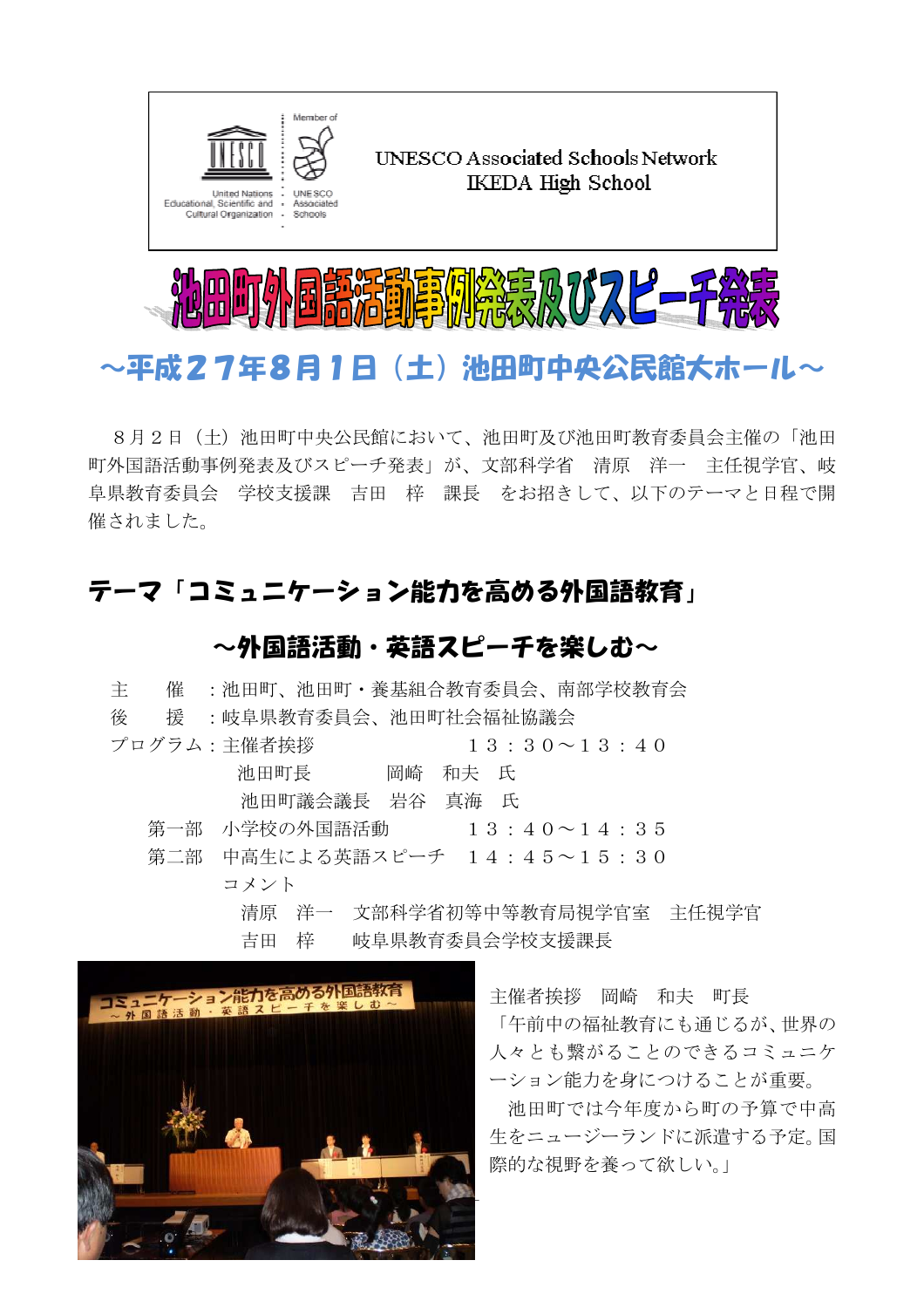UNESCO Associated Schools Network
IKEDA High School

# 池田町外国語活動事例発表及びスピーチ発表

## ～平成２７年８月１日（土）池田町中央公民館大ホール～

８月２日（土）池田町中央公民館において、池田町及び池田町教育委員会主催の「池田町外国語活動事例発表及びスピーチ発表」が、文部科学省　清原　洋一　主任視学官、岐阜県教育委員会　学校支援課　吉田　梓　課長　をお招きして、以下のテーマと日程で開催されました。

## テーマ「コミュニケーション能力を高める外国語教育」

### ～外国語活動・英語スピーチを楽しむ～

主　　催　：池田町、池田町・養基組合教育委員会、南部学校教育会

後　　援　：岐阜県教育委員会、池田町社会福祉協議会

プログラム：主催者挨拶　　　　　　１３：３０～１３：４０

池田町長　　　　岡崎　和夫　氏

池田町議会議長　岩谷　真海　氏

第一部　小学校の外国語活動　　　１３：４０～１４：３５

第二部　中高生による英語スピーチ　１４：４５～１５：３０

コメント

清原　洋一　文部科学省初等中等教育局視学官室　主任視学官

吉田　梓　　岐阜県教育委員会学校支援課長

主催者挨拶　岡崎　和夫　町長

「午前中の福祉教育にも通じるが、世界の人々とも繋がることのできるコミュニケーション能力を身につけることが重要。

池田町では今年度から町の予算で中高生をニュージーランドに派遣する予定。国際的な視野を養って欲しい。」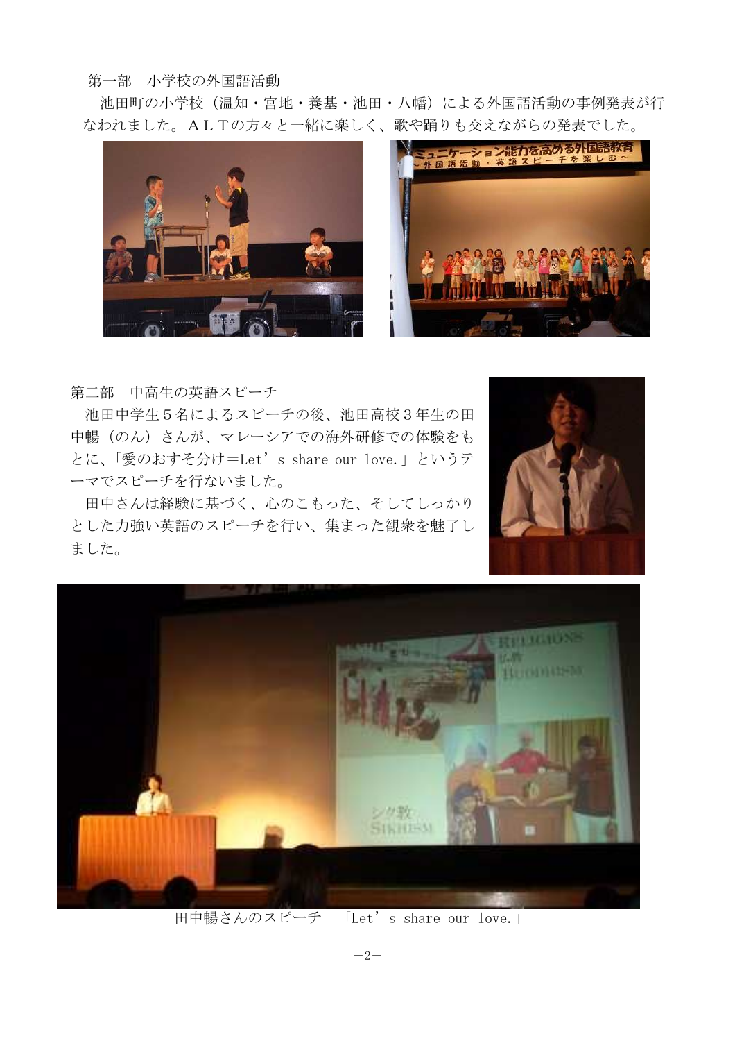第一部　小学校の外国語活動

池田町の小学校（温知・宮地・養基・池田・八幡）による外国語活動の事例発表が行なわれました。ＡＬＴの方々と一緒に楽しく、歌や踊りも交えながらの発表でした。

第二部　中高生の英語スピーチ

池田中学生５名によるスピーチの後、池田高校３年生の田中暢（のん）さんが、マレーシアでの海外研修での体験をもとに、「愛のおすそ分け＝Let’s share our love.」というテーマでスピーチを行ないました。

田中さんは経験に基づく、心のこもった、そしてしっかりとした力強い英語のスピーチを行い、集まった観衆を魅了しました。

田中暢さんのスピーチ　「Let’s share our love.」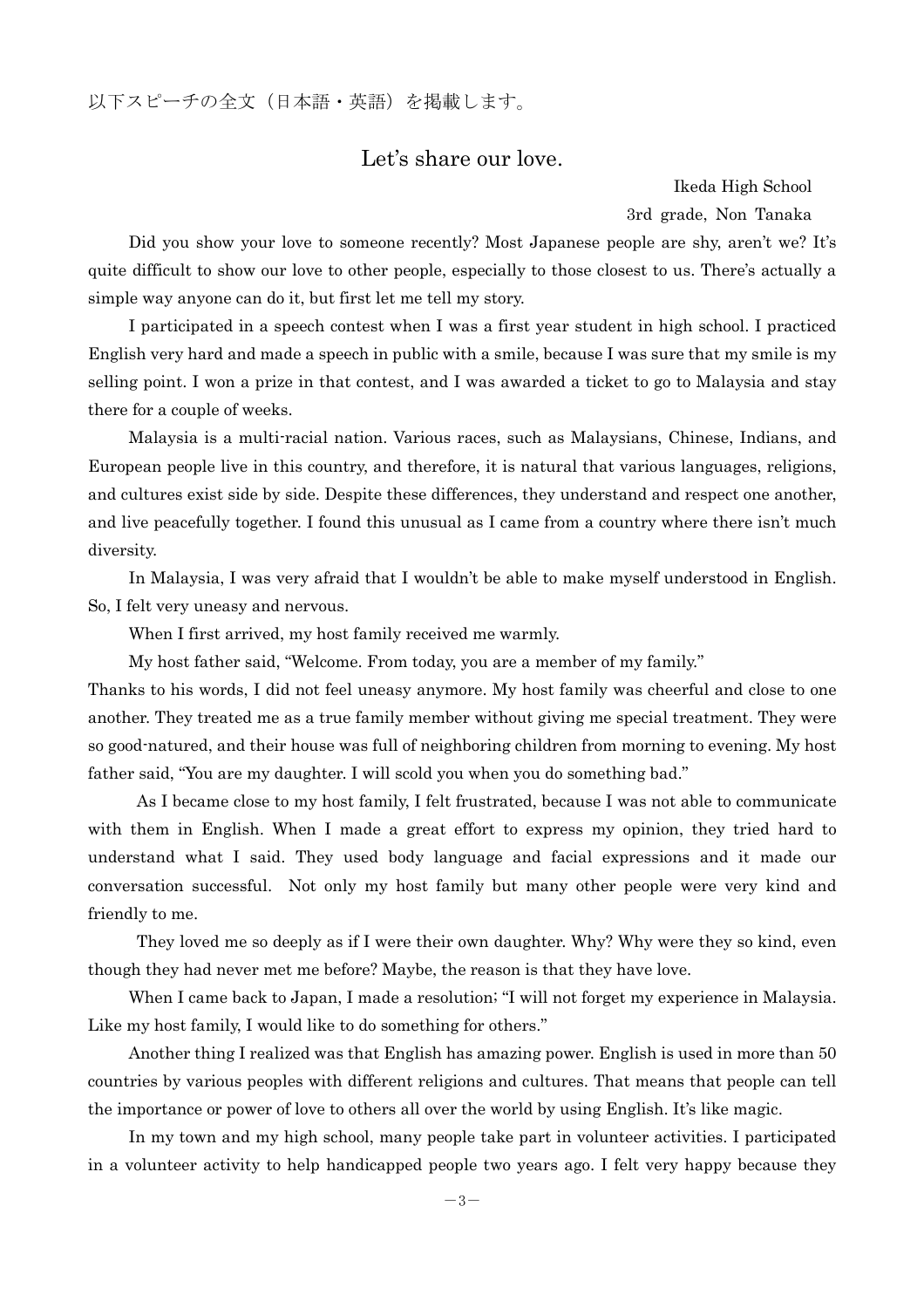以下スピーチの全文（日本語・英語）を掲載します。

## Let’s share our love.

Ikeda High School

3rd grade, Non Tanaka

Did you show your love to someone recently? Most Japanese people are shy, aren’t we? It’s quite difficult to show our love to other people, especially to those closest to us. There’s actually a simple way anyone can do it, but first let me tell my story.

I participated in a speech contest when I was a first year student in high school. I practiced English very hard and made a speech in public with a smile, because I was sure that my smile is my selling point. I won a prize in that contest, and I was awarded a ticket to go to Malaysia and stay there for a couple of weeks.

Malaysia is a multi-racial nation. Various races, such as Malaysians, Chinese, Indians, and European people live in this country, and therefore, it is natural that various languages, religions, and cultures exist side by side. Despite these differences, they understand and respect one another, and live peacefully together. I found this unusual as I came from a country where there isn’t much diversity.

In Malaysia, I was very afraid that I wouldn’t be able to make myself understood in English. So, I felt very uneasy and nervous.

When I first arrived, my host family received me warmly.

My host father said, “Welcome. From today, you are a member of my family.”

Thanks to his words, I did not feel uneasy anymore. My host family was cheerful and close to one another. They treated me as a true family member without giving me special treatment. They were so good-natured, and their house was full of neighboring children from morning to evening. My host father said, “You are my daughter. I will scold you when you do something bad.”

As I became close to my host family, I felt frustrated, because I was not able to communicate with them in English. When I made a great effort to express my opinion, they tried hard to understand what I said. They used body language and facial expressions and it made our conversation successful. Not only my host family but many other people were very kind and friendly to me.

They loved me so deeply as if I were their own daughter. Why? Why were they so kind, even though they had never met me before? Maybe, the reason is that they have love.

When I came back to Japan, I made a resolution; “I will not forget my experience in Malaysia. Like my host family, I would like to do something for others.”

Another thing I realized was that English has amazing power. English is used in more than 50 countries by various peoples with different religions and cultures. That means that people can tell the importance or power of love to others all over the world by using English. It’s like magic.

In my town and my high school, many people take part in volunteer activities. I participated in a volunteer activity to help handicapped people two years ago. I felt very happy because they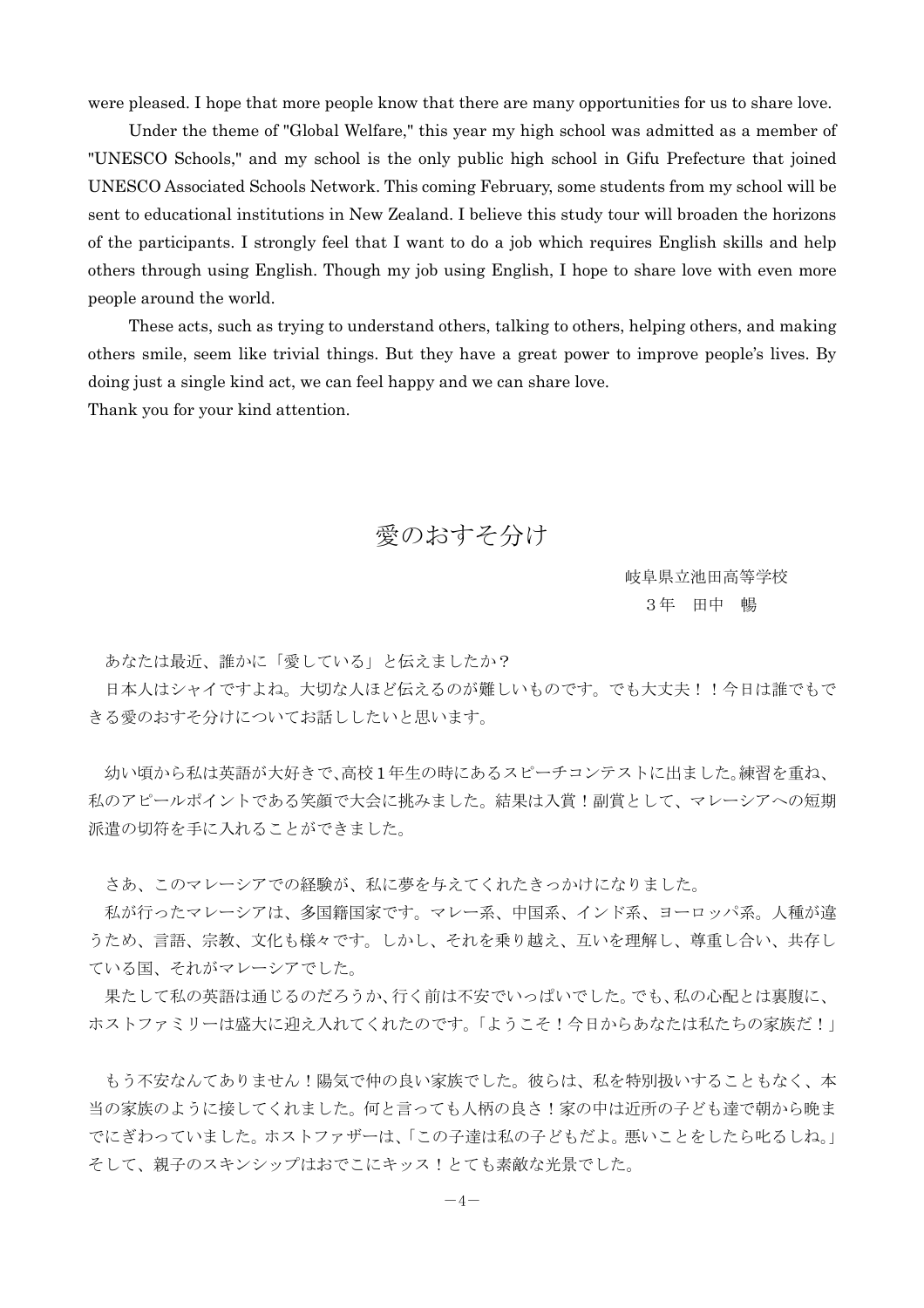were pleased. I hope that more people know that there are many opportunities for us to share love.

Under the theme of "Global Welfare," this year my high school was admitted as a member of "UNESCO Schools," and my school is the only public high school in Gifu Prefecture that joined UNESCO Associated Schools Network. This coming February, some students from my school will be sent to educational institutions in New Zealand. I believe this study tour will broaden the horizons of the participants. I strongly feel that I want to do a job which requires English skills and help others through using English. Though my job using English, I hope to share love with even more people around the world.

These acts, such as trying to understand others, talking to others, helping others, and making others smile, seem like trivial things. But they have a great power to improve people's lives. By doing just a single kind act, we can feel happy and we can share love.

Thank you for your kind attention.

# 愛のおすそ分け

岐阜県立池田高等学校
3年　田中　暢

あなたは最近、誰かに「愛している」と伝えましたか？

日本人はシャイですよね。大切な人ほど伝えるのが難しいものです。でも大丈夫！！今日は誰でもできる愛のおすそ分けについてお話ししたいと思います。

幼い頃から私は英語が大好きで、高校1年生の時にあるスピーチコンテストに出ました。練習を重ね、私のアピールポイントである笑顔で大会に挑みました。結果は入賞！副賞として、マレーシアへの短期派遣の切符を手に入れることができました。

さあ、このマレーシアでの経験が、私に夢を与えてくれたきっかけになりました。

私が行ったマレーシアは、多国籍国家です。マレー系、中国系、インド系、ヨーロッパ系。人種が違うため、言語、宗教、文化も様々です。しかし、それを乗り越え、互いを理解し、尊重し合い、共存している国、それがマレーシアでした。

果たして私の英語は通じるのだろうか、行く前は不安でいっぱいでした。でも、私の心配とは裏腹に、ホストファミリーは盛大に迎え入れてくれたのです。「ようこそ！今日からあなたは私たちの家族だ！」

もう不安なんてありません！陽気で仲の良い家族でした。彼らは、私を特別扱いすることもなく、本当の家族のように接してくれました。何と言っても人柄の良さ！家の中は近所の子ども達で朝から晩までにぎわっていました。ホストファザーは、「この子達は私の子どもだよ。悪いことをしたら叱るしね。」そして、親子のスキンシップはおでこにキッス！とても素敵な光景でした。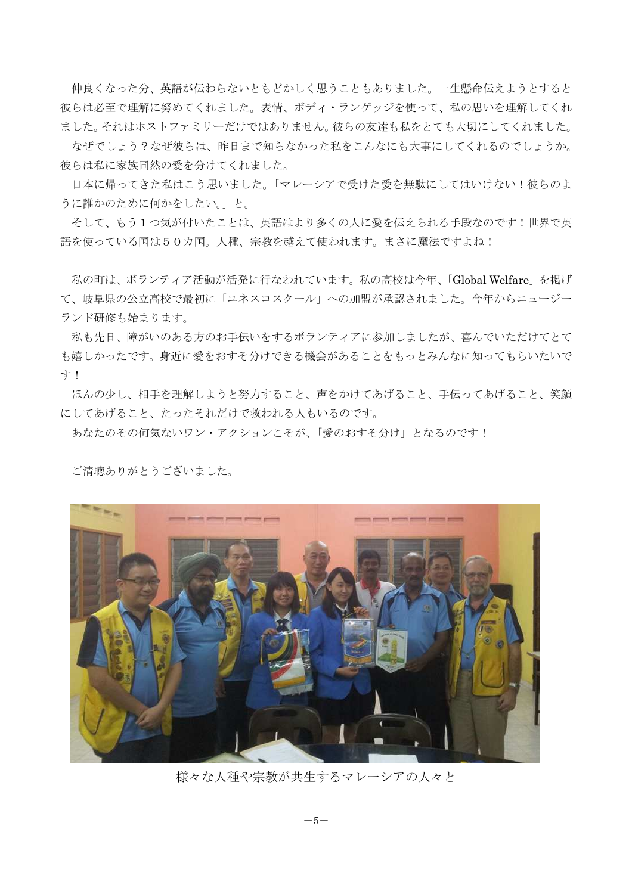仲良くなった分、英語が伝わらないともどかしく思うこともありました。一生懸命伝えようとすると彼らは必至で理解に努めてくれました。表情、ボディ・ランゲッジを使って、私の思いを理解してくれました。それはホストファミリーだけではありません。彼らの友達も私をとても大切にしてくれました。

なぜでしょう？なぜ彼らは、昨日まで知らなかった私をこんなにも大事にしてくれるのでしょうか。彼らは私に家族同然の愛を分けてくれました。

日本に帰ってきた私はこう思いました。「マレーシアで受けた愛を無駄にしてはいけない！彼らのように誰かのために何かをしたい。」と。

そして、もう１つ気が付いたことは、英語はより多くの人に愛を伝えられる手段なのです！世界で英語を使っている国は５０カ国。人種、宗教を越えて使われます。まさに魔法ですよね！

私の町は、ボランティア活動が活発に行なわれています。私の高校は今年、「Global Welfare」を掲げて、岐阜県の公立高校で最初に「ユネスコスクール」への加盟が承認されました。今年からニュージーランド研修も始まります。

私も先日、障がいのある方のお手伝いをするボランティアに参加しましたが、喜んでいただけてとても嬉しかったです。身近に愛をおすそ分けできる機会があることをもっとみんなに知ってもらいたいです！

ほんの少し、相手を理解しようと努力すること、声をかけてあげること、手伝ってあげること、笑顔にしてあげること、たったそれだけで救われる人もいるのです。

あなたのその何気ないワン・アクションこそが、「愛のおすそ分け」となるのです！

ご清聴ありがとうございました。

様々な人種や宗教が共生するマレーシアの人々と